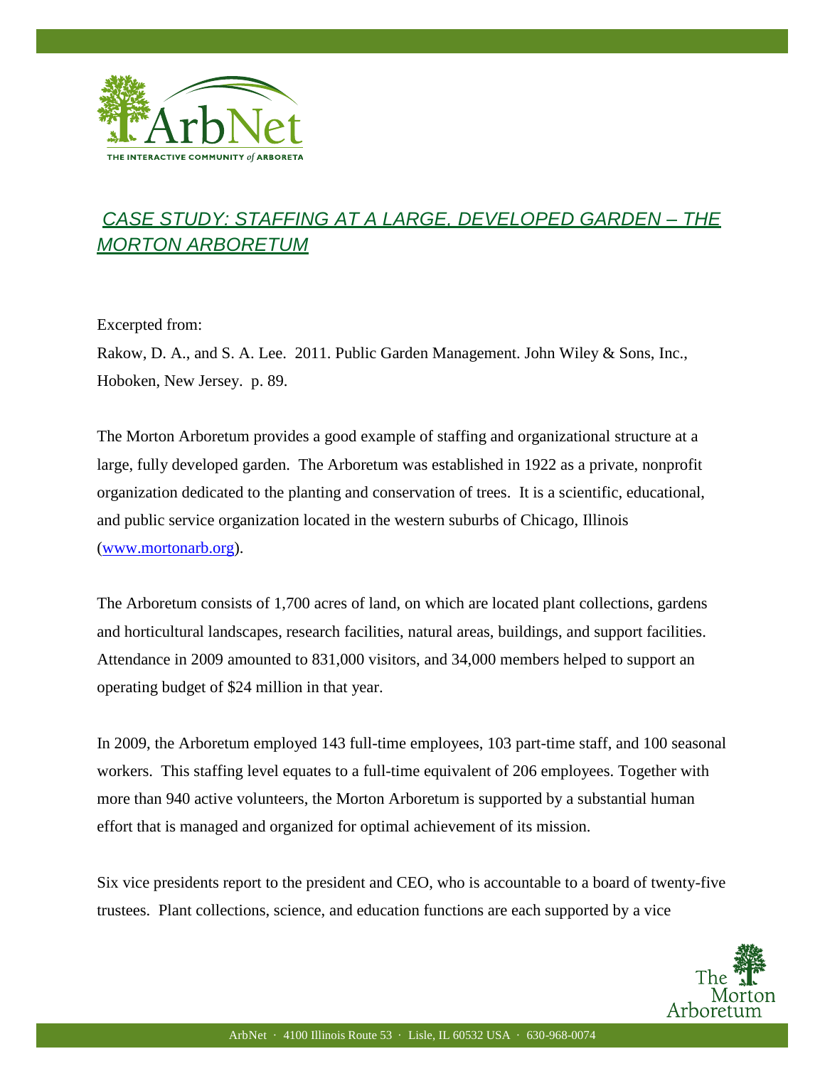## *CASE STUDY: STAFFING AT A LARGE, DEVELOPED GARDEN – THE MORTON ARBORETUM*

Excerpted from:

Rakow, D. A., and S. A. Lee. 2011. Public Garden Management. John Wiley & Sons, Inc., Hoboken, New Jersey. p. 89.

The Morton Arboretum provides a good example of staffing and organizational structure at a large, fully developed garden. The Arboretum was established in 1922 as a private, nonprofit organization dedicated to the planting and conservation of trees. It is a scientific, educational, and public service organization located in the western suburbs of Chicago, Illinois (www.mortonarb.org).

The Arboretum consists of 1,700 acres of land, on which are located plant collections, gardens and horticultural landscapes, research facilities, natural areas, buildings, and support facilities. Attendance in 2009 amounted to 831,000 visitors, and 34,000 members helped to support an operating budget of $24 million in that year.

In 2009, the Arboretum employed 143 full-time employees, 103 part-time staff, and 100 seasonal workers. This staffing level equates to a full-time equivalent of 206 employees. Together with more than 940 active volunteers, the Morton Arboretum is supported by a substantial human effort that is managed and organized for optimal achievement of its mission.

Six vice presidents report to the president and CEO, who is accountable to a board of twenty-five trustees. Plant collections, science, and education functions are each supported by a vice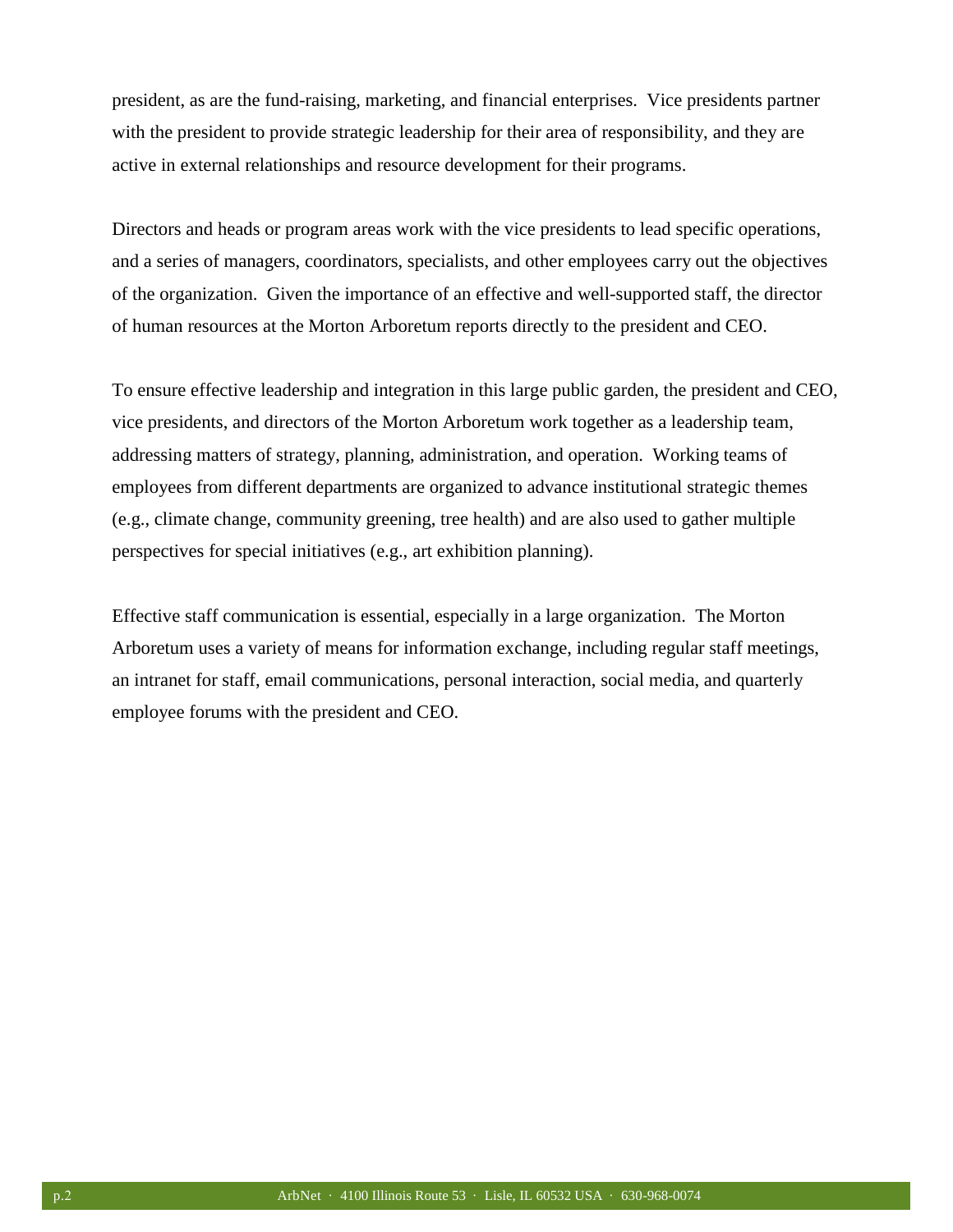president, as are the fund-raising, marketing, and financial enterprises.  Vice presidents partner with the president to provide strategic leadership for their area of responsibility, and they are active in external relationships and resource development for their programs.

Directors and heads or program areas work with the vice presidents to lead specific operations, and a series of managers, coordinators, specialists, and other employees carry out the objectives of the organization.  Given the importance of an effective and well-supported staff, the director of human resources at the Morton Arboretum reports directly to the president and CEO.

To ensure effective leadership and integration in this large public garden, the president and CEO, vice presidents, and directors of the Morton Arboretum work together as a leadership team, addressing matters of strategy, planning, administration, and operation.  Working teams of employees from different departments are organized to advance institutional strategic themes (e.g., climate change, community greening, tree health) and are also used to gather multiple perspectives for special initiatives (e.g., art exhibition planning).

Effective staff communication is essential, especially in a large organization.  The Morton Arboretum uses a variety of means for information exchange, including regular staff meetings, an intranet for staff, email communications, personal interaction, social media, and quarterly employee forums with the president and CEO.